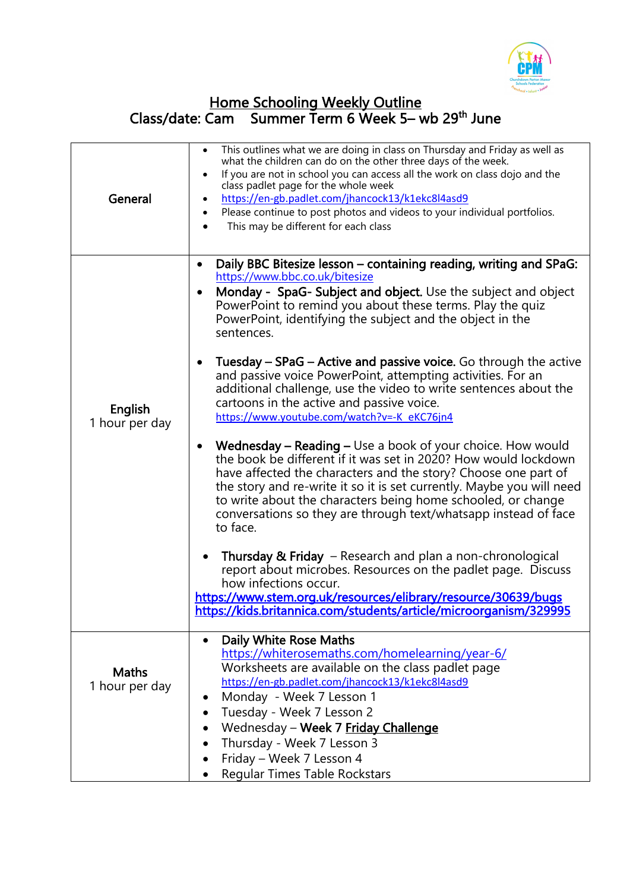# Home Schooling Weekly Outline

## Class/date: Cam Summer Term 6 Week 5– wb 29th June

| | |
|---|---|
| **General** | • This outlines what we are doing in class on Thursday and Friday as well as what the children can do on the other three days of the week.<br>• If you are not in school you can access all the work on class dojo and the class padlet page for the whole week<br>• https://en-gb.padlet.com/jhancock13/k1ekc8l4asd9<br>• Please continue to post photos and videos to your individual portfolios.<br>• This may be different for each class |
| **English**<br>1 hour per day | • **Daily BBC Bitesize lesson – containing reading, writing and SPaG:** https://www.bbc.co.uk/bitesize<br>• **Monday - SpaG- Subject and object.** Use the subject and object PowerPoint to remind you about these terms. Play the quiz PowerPoint, identifying the subject and the object in the sentences.<br><br>• **Tuesday – SPaG – Active and passive voice.** Go through the active and passive voice PowerPoint, attempting activities. For an additional challenge, use the video to write sentences about the cartoons in the active and passive voice. https://www.youtube.com/watch?v=-K_eKC76jn4<br><br>• **Wednesday – Reading –** Use a book of your choice. How would the book be different if it was set in 2020? How would lockdown have affected the characters and the story? Choose one part of the story and re-write it so it is set currently. Maybe you will need to write about the characters being home schooled, or change conversations so they are through text/whatsapp instead of face to face.<br><br>• **Thursday & Friday** – Research and plan a non-chronological report about microbes. Resources on the padlet page. Discuss how infections occur.<br>**https://www.stem.org.uk/resources/elibrary/resource/30639/bugs**<br>**https://kids.britannica.com/students/article/microorganism/329995** |
| **Maths**<br>1 hour per day | • **Daily White Rose Maths** https://whiterosemaths.com/homelearning/year-6/<br>Worksheets are available on the class padlet page https://en-gb.padlet.com/jhancock13/k1ekc8l4asd9<br>• Monday - Week 7 Lesson 1<br>• Tuesday - Week 7 Lesson 2<br>• Wednesday – **Week 7 Friday Challenge**<br>• Thursday - Week 7 Lesson 3<br>• Friday – Week 7 Lesson 4<br>• Regular Times Table Rockstars |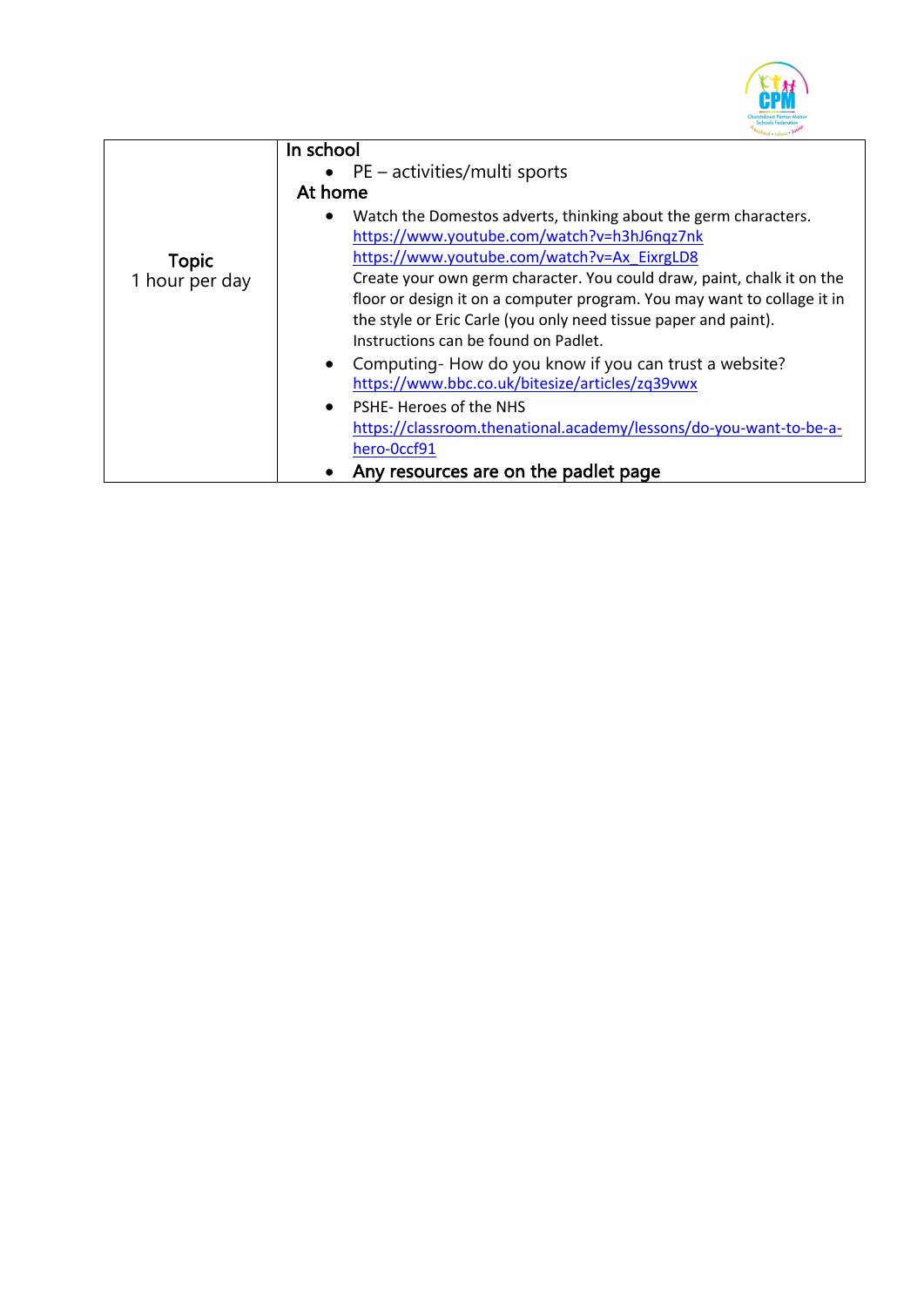| | |
|---|---|
| **Topic**<br>1 hour per day | **In school**<br>• PE – activities/multi sports<br>**At home**<br>• Watch the Domestos adverts, thinking about the germ characters. https://www.youtube.com/watch?v=h3hJ6nqz7nk https://www.youtube.com/watch?v=Ax_EixrgLD8 Create your own germ character. You could draw, paint, chalk it on the floor or design it on a computer program. You may want to collage it in the style or Eric Carle (you only need tissue paper and paint). Instructions can be found on Padlet.<br>• Computing- How do you know if you can trust a website? https://www.bbc.co.uk/bitesize/articles/zq39vwx<br>• PSHE- Heroes of the NHS https://classroom.thenational.academy/lessons/do-you-want-to-be-a-hero-0ccf91<br>• **Any resources are on the padlet page** |